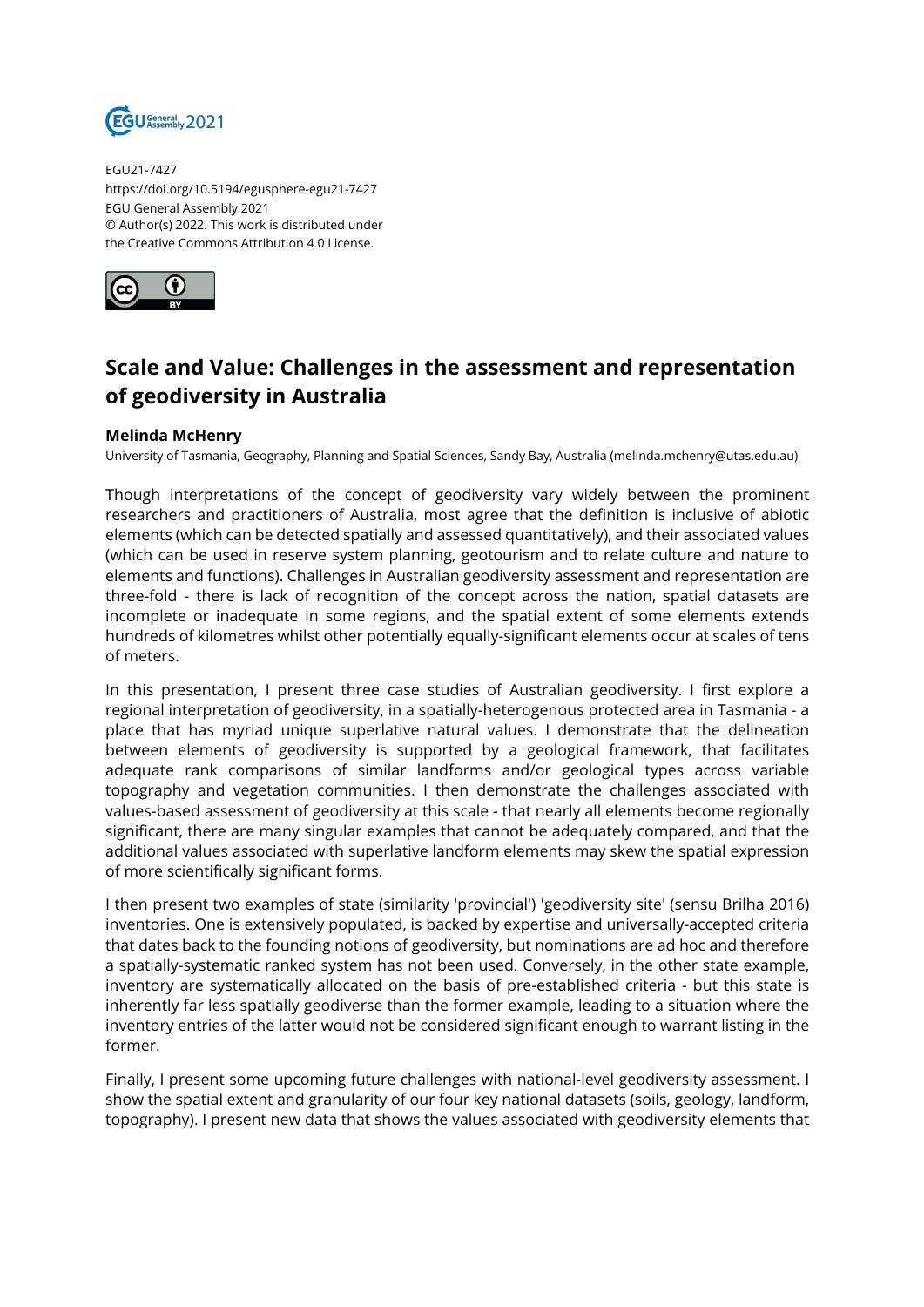EGU21-7427
https://doi.org/10.5194/egusphere-egu21-7427
EGU General Assembly 2021
© Author(s) 2022. This work is distributed under
the Creative Commons Attribution 4.0 License.

# Scale and Value: Challenges in the assessment and representation of geodiversity in Australia

**Melinda McHenry**
University of Tasmania, Geography, Planning and Spatial Sciences, Sandy Bay, Australia (melinda.mchenry@utas.edu.au)

Though interpretations of the concept of geodiversity vary widely between the prominent researchers and practitioners of Australia, most agree that the definition is inclusive of abiotic elements (which can be detected spatially and assessed quantitatively), and their associated values (which can be used in reserve system planning, geotourism and to relate culture and nature to elements and functions). Challenges in Australian geodiversity assessment and representation are three-fold - there is lack of recognition of the concept across the nation, spatial datasets are incomplete or inadequate in some regions, and the spatial extent of some elements extends hundreds of kilometres whilst other potentially equally-significant elements occur at scales of tens of meters.

In this presentation, I present three case studies of Australian geodiversity. I first explore a regional interpretation of geodiversity, in a spatially-heterogenous protected area in Tasmania - a place that has myriad unique superlative natural values. I demonstrate that the delineation between elements of geodiversity is supported by a geological framework, that facilitates adequate rank comparisons of similar landforms and/or geological types across variable topography and vegetation communities. I then demonstrate the challenges associated with values-based assessment of geodiversity at this scale - that nearly all elements become regionally significant, there are many singular examples that cannot be adequately compared, and that the additional values associated with superlative landform elements may skew the spatial expression of more scientifically significant forms.

I then present two examples of state (similarity 'provincial') 'geodiversity site' (sensu Brilha 2016) inventories. One is extensively populated, is backed by expertise and universally-accepted criteria that dates back to the founding notions of geodiversity, but nominations are ad hoc and therefore a spatially-systematic ranked system has not been used. Conversely, in the other state example, inventory are systematically allocated on the basis of pre-established criteria - but this state is inherently far less spatially geodiverse than the former example, leading to a situation where the inventory entries of the latter would not be considered significant enough to warrant listing in the former.

Finally, I present some upcoming future challenges with national-level geodiversity assessment. I show the spatial extent and granularity of our four key national datasets (soils, geology, landform, topography). I present new data that shows the values associated with geodiversity elements that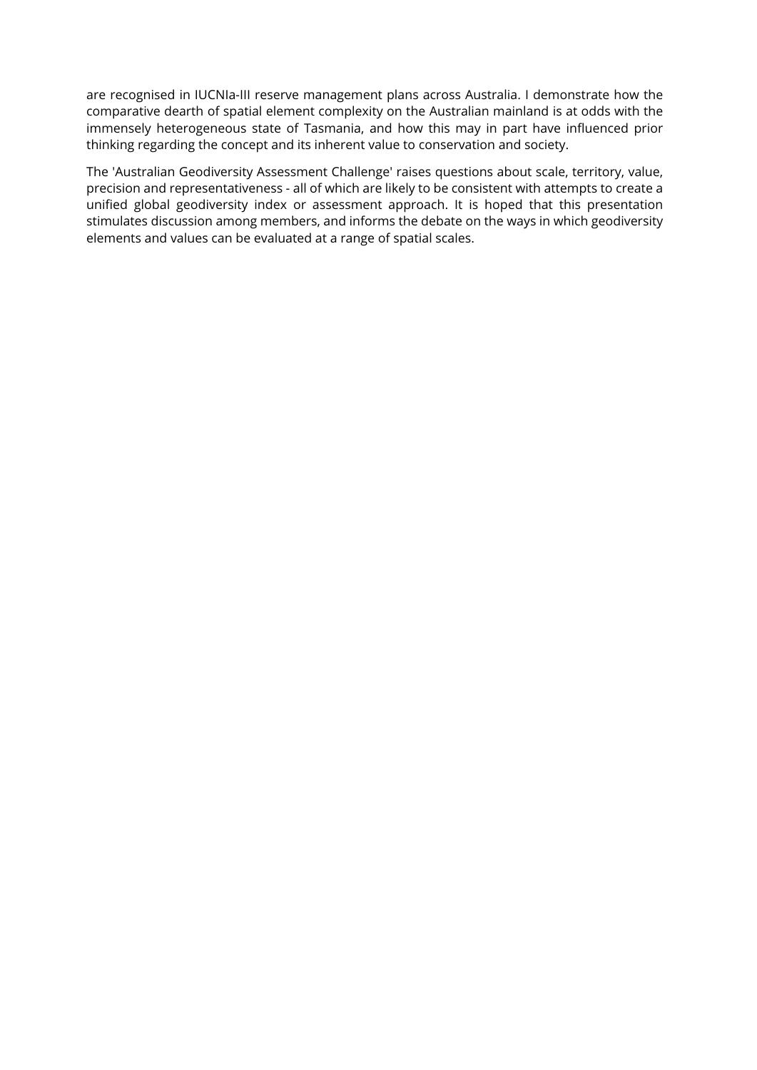are recognised in IUCNIa-III reserve management plans across Australia. I demonstrate how the comparative dearth of spatial element complexity on the Australian mainland is at odds with the immensely heterogeneous state of Tasmania, and how this may in part have influenced prior thinking regarding the concept and its inherent value to conservation and society.

The 'Australian Geodiversity Assessment Challenge' raises questions about scale, territory, value, precision and representativeness - all of which are likely to be consistent with attempts to create a unified global geodiversity index or assessment approach. It is hoped that this presentation stimulates discussion among members, and informs the debate on the ways in which geodiversity elements and values can be evaluated at a range of spatial scales.